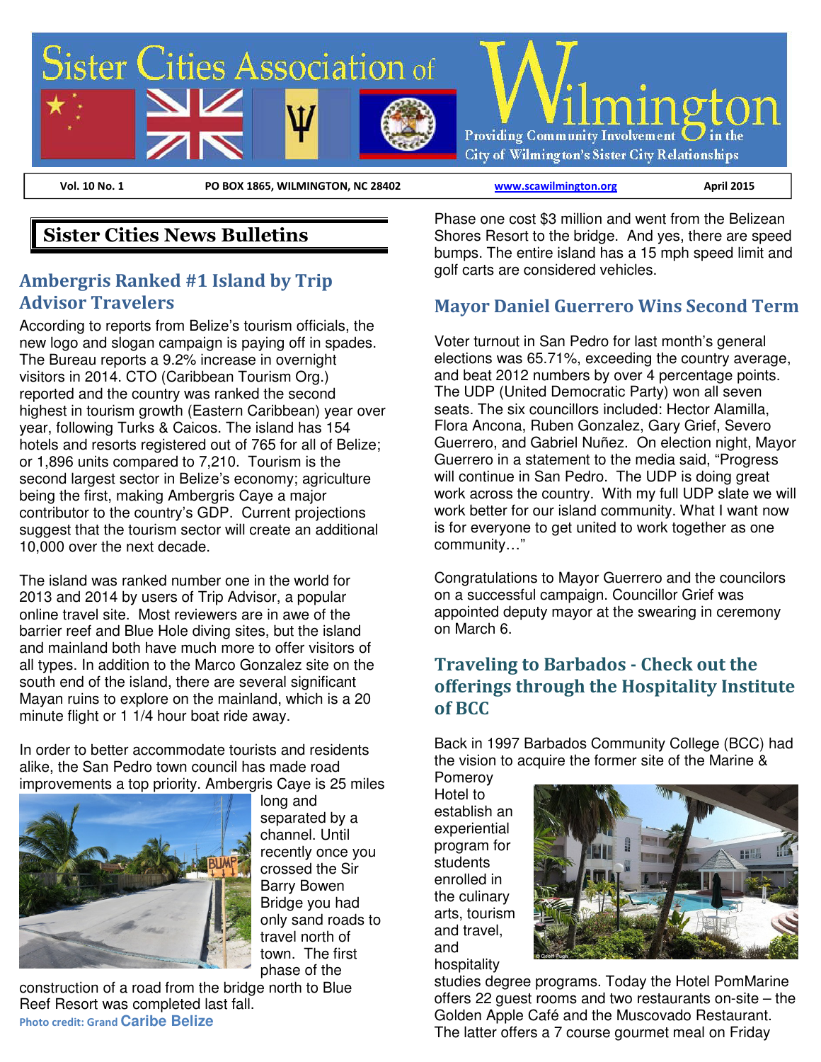# Sister Cities Association of Wilmington

Providing Community Involvement in the City of Wilmington's Sister City Relationships

Vol. 10 No. 1 | PO BOX 1865, WILMINGTON, NC 28402 | www.scawilmington.org | April 2015

## Sister Cities News Bulletins

### Ambergris Ranked #1 Island by Trip Advisor Travelers

According to reports from Belize's tourism officials, the new logo and slogan campaign is paying off in spades. The Bureau reports a 9.2% increase in overnight visitors in 2014. CTO (Caribbean Tourism Org.) reported and the country was ranked the second highest in tourism growth (Eastern Caribbean) year over year, following Turks & Caicos. The island has 154 hotels and resorts registered out of 765 for all of Belize; or 1,896 units compared to 7,210. Tourism is the second largest sector in Belize's economy; agriculture being the first, making Ambergris Caye a major contributor to the country's GDP. Current projections suggest that the tourism sector will create an additional 10,000 over the next decade.

The island was ranked number one in the world for 2013 and 2014 by users of Trip Advisor, a popular online travel site. Most reviewers are in awe of the barrier reef and Blue Hole diving sites, but the island and mainland both have much more to offer visitors of all types. In addition to the Marco Gonzalez site on the south end of the island, there are several significant Mayan ruins to explore on the mainland, which is a 20 minute flight or 1 1/4 hour boat ride away.

In order to better accommodate tourists and residents alike, the San Pedro town council has made road improvements a top priority. Ambergris Caye is 25 miles long and separated by a channel. Until recently once you crossed the Sir Barry Bowen Bridge you had only sand roads to travel north of town. The first phase of the construction of a road from the bridge north to Blue Reef Resort was completed last fall.

Photo credit: Grand Caribe Belize

Phase one cost $3 million and went from the Belizean Shores Resort to the bridge. And yes, there are speed bumps. The entire island has a 15 mph speed limit and golf carts are considered vehicles.

### Mayor Daniel Guerrero Wins Second Term

Voter turnout in San Pedro for last month's general elections was 65.71%, exceeding the country average, and beat 2012 numbers by over 4 percentage points. The UDP (United Democratic Party) won all seven seats. The six councillors included: Hector Alamilla, Flora Ancona, Ruben Gonzalez, Gary Grief, Severo Guerrero, and Gabriel Nuñez. On election night, Mayor Guerrero in a statement to the media said, "Progress will continue in San Pedro. The UDP is doing great work across the country. With my full UDP slate we will work better for our island community. What I want now is for everyone to get united to work together as one community…"

Congratulations to Mayor Guerrero and the councilors on a successful campaign. Councillor Grief was appointed deputy mayor at the swearing in ceremony on March 6.

### Traveling to Barbados - Check out the offerings through the Hospitality Institute of BCC

Back in 1997 Barbados Community College (BCC) had the vision to acquire the former site of the Marine & Pomeroy Hotel to establish an experiential program for students enrolled in the culinary arts, tourism and travel, and hospitality studies degree programs. Today the Hotel PomMarine offers 22 guest rooms and two restaurants on-site – the Golden Apple Café and the Muscovado Restaurant. The latter offers a 7 course gourmet meal on Friday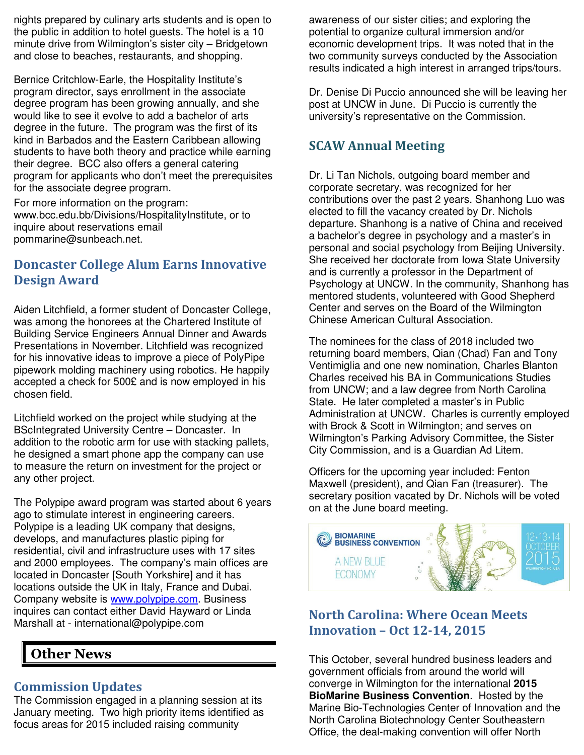nights prepared by culinary arts students and is open to the public in addition to hotel guests. The hotel is a 10 minute drive from Wilmington's sister city – Bridgetown and close to beaches, restaurants, and shopping.

Bernice Critchlow-Earle, the Hospitality Institute's program director, says enrollment in the associate degree program has been growing annually, and she would like to see it evolve to add a bachelor of arts degree in the future. The program was the first of its kind in Barbados and the Eastern Caribbean allowing students to have both theory and practice while earning their degree. BCC also offers a general catering program for applicants who don't meet the prerequisites for the associate degree program.

For more information on the program: www.bcc.edu.bb/Divisions/HospitalityInstitute, or to inquire about reservations email pommarine@sunbeach.net.

## Doncaster College Alum Earns Innovative Design Award

Aiden Litchfield, a former student of Doncaster College, was among the honorees at the Chartered Institute of Building Service Engineers Annual Dinner and Awards Presentations in November. Litchfield was recognized for his innovative ideas to improve a piece of PolyPipe pipework molding machinery using robotics. He happily accepted a check for 500£ and is now employed in his chosen field.

Litchfield worked on the project while studying at the BScIntegrated University Centre – Doncaster. In addition to the robotic arm for use with stacking pallets, he designed a smart phone app the company can use to measure the return on investment for the project or any other project.

The Polypipe award program was started about 6 years ago to stimulate interest in engineering careers. Polypipe is a leading UK company that designs, develops, and manufactures plastic piping for residential, civil and infrastructure uses with 17 sites and 2000 employees. The company's main offices are located in Doncaster [South Yorkshire] and it has locations outside the UK in Italy, France and Dubai. Company website is www.polypipe.com. Business inquires can contact either David Hayward or Linda Marshall at - international@polypipe.com

# Other News

## Commission Updates

The Commission engaged in a planning session at its January meeting. Two high priority items identified as focus areas for 2015 included raising community awareness of our sister cities; and exploring the potential to organize cultural immersion and/or economic development trips. It was noted that in the two community surveys conducted by the Association results indicated a high interest in arranged trips/tours.

Dr. Denise Di Puccio announced she will be leaving her post at UNCW in June. Di Puccio is currently the university's representative on the Commission.

## SCAW Annual Meeting

Dr. Li Tan Nichols, outgoing board member and corporate secretary, was recognized for her contributions over the past 2 years. Shanhong Luo was elected to fill the vacancy created by Dr. Nichols departure. Shanhong is a native of China and received a bachelor's degree in psychology and a master's in personal and social psychology from Beijing University. She received her doctorate from Iowa State University and is currently a professor in the Department of Psychology at UNCW. In the community, Shanhong has mentored students, volunteered with Good Shepherd Center and serves on the Board of the Wilmington Chinese American Cultural Association.

The nominees for the class of 2018 included two returning board members, Qian (Chad) Fan and Tony Ventimiglia and one new nomination, Charles Blanton Charles received his BA in Communications Studies from UNCW; and a law degree from North Carolina State. He later completed a master's in Public Administration at UNCW. Charles is currently employed with Brock & Scott in Wilmington; and serves on Wilmington's Parking Advisory Committee, the Sister City Commission, and is a Guardian Ad Litem.

Officers for the upcoming year included: Fenton Maxwell (president), and Qian Fan (treasurer). The secretary position vacated by Dr. Nichols will be voted on at the June board meeting.

BIOMARINE BUSINESS CONVENTION
A NEW BLUE ECONOMY
12·13·14 OCTOBER 2015
WILMINGTON, NC, USA

## North Carolina: Where Ocean Meets Innovation – Oct 12-14, 2015

This October, several hundred business leaders and government officials from around the world will converge in Wilmington for the international **2015 BioMarine Business Convention**. Hosted by the Marine Bio-Technologies Center of Innovation and the North Carolina Biotechnology Center Southeastern Office, the deal-making convention will offer North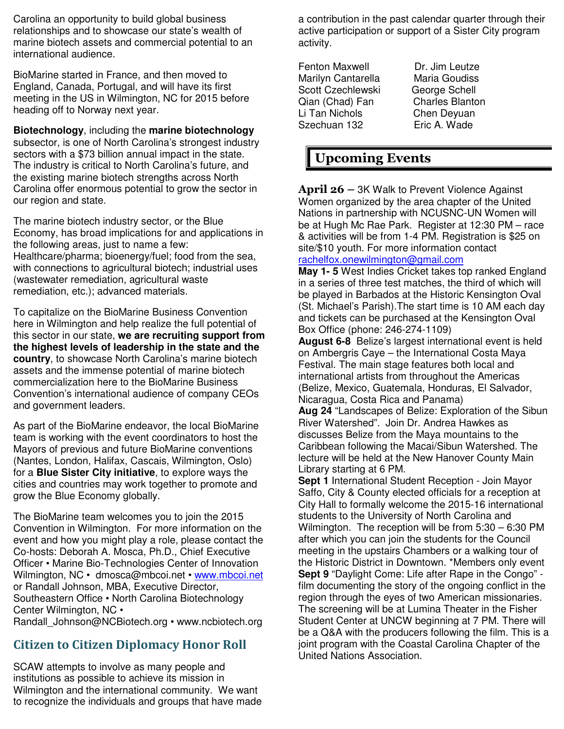Carolina an opportunity to build global business relationships and to showcase our state's wealth of marine biotech assets and commercial potential to an international audience.

BioMarine started in France, and then moved to England, Canada, Portugal, and will have its first meeting in the US in Wilmington, NC for 2015 before heading off to Norway next year.

**Biotechnology**, including the **marine biotechnology** subsector, is one of North Carolina's strongest industry sectors with a $73 billion annual impact in the state. The industry is critical to North Carolina's future, and the existing marine biotech strengths across North Carolina offer enormous potential to grow the sector in our region and state.

The marine biotech industry sector, or the Blue Economy, has broad implications for and applications in the following areas, just to name a few: Healthcare/pharma; bioenergy/fuel; food from the sea, with connections to agricultural biotech; industrial uses (wastewater remediation, agricultural waste remediation, etc.); advanced materials.

To capitalize on the BioMarine Business Convention here in Wilmington and help realize the full potential of this sector in our state, **we are recruiting support from the highest levels of leadership in the state and the country**, to showcase North Carolina's marine biotech assets and the immense potential of marine biotech commercialization here to the BioMarine Business Convention's international audience of company CEOs and government leaders.

As part of the BioMarine endeavor, the local BioMarine team is working with the event coordinators to host the Mayors of previous and future BioMarine conventions (Nantes, London, Halifax, Cascais, Wilmington, Oslo) for a **Blue Sister City initiative**, to explore ways the cities and countries may work together to promote and grow the Blue Economy globally.

The BioMarine team welcomes you to join the 2015 Convention in Wilmington. For more information on the event and how you might play a role, please contact the Co-hosts: Deborah A. Mosca, Ph.D., Chief Executive Officer • Marine Bio-Technologies Center of Innovation Wilmington, NC • dmosca@mbcoi.net • www.mbcoi.net or Randall Johnson, MBA, Executive Director, Southeastern Office • North Carolina Biotechnology Center Wilmington, NC • Randall_Johnson@NCBiotech.org • www.ncbiotech.org

## Citizen to Citizen Diplomacy Honor Roll

SCAW attempts to involve as many people and institutions as possible to achieve its mission in Wilmington and the international community. We want to recognize the individuals and groups that have made a contribution in the past calendar quarter through their active participation or support of a Sister City program activity.

| | |
|---|---|
| Fenton Maxwell | Dr. Jim Leutze |
| Marilyn Cantarella | Maria Goudiss |
| Scott Czechlewski | George Schell |
| Qian (Chad) Fan | Charles Blanton |
| Li Tan Nichols | Chen Deyuan |
| Szechuan 132 | Eric A. Wade |

## Upcoming Events

**April 26** – 3K Walk to Prevent Violence Against Women organized by the area chapter of the United Nations in partnership with NCUSNC-UN Women will be at Hugh Mc Rae Park. Register at 12:30 PM – race & activities will be from 1-4 PM. Registration is $25 on site/$10 youth. For more information contact rachelfox.onewilmington@gmail.com

**May 1- 5** West Indies Cricket takes top ranked England in a series of three test matches, the third of which will be played in Barbados at the Historic Kensington Oval (St. Michael's Parish).The start time is 10 AM each day and tickets can be purchased at the Kensington Oval Box Office (phone: 246-274-1109)

**August 6-8** Belize's largest international event is held on Ambergris Caye – the International Costa Maya Festival. The main stage features both local and international artists from throughout the Americas (Belize, Mexico, Guatemala, Honduras, El Salvador, Nicaragua, Costa Rica and Panama)

**Aug 24** "Landscapes of Belize: Exploration of the Sibun River Watershed". Join Dr. Andrea Hawkes as discusses Belize from the Maya mountains to the Caribbean following the Macai/Sibun Watershed. The lecture will be held at the New Hanover County Main Library starting at 6 PM.

**Sept 1** International Student Reception - Join Mayor Saffo, City & County elected officials for a reception at City Hall to formally welcome the 2015-16 international students to the University of North Carolina and Wilmington. The reception will be from 5:30 – 6:30 PM after which you can join the students for the Council meeting in the upstairs Chambers or a walking tour of the Historic District in Downtown. *Members only event

**Sept 9** "Daylight Come: Life after Rape in the Congo" - film documenting the story of the ongoing conflict in the region through the eyes of two American missionaries. The screening will be at Lumina Theater in the Fisher Student Center at UNCW beginning at 7 PM. There will be a Q&A with the producers following the film. This is a joint program with the Coastal Carolina Chapter of the United Nations Association.